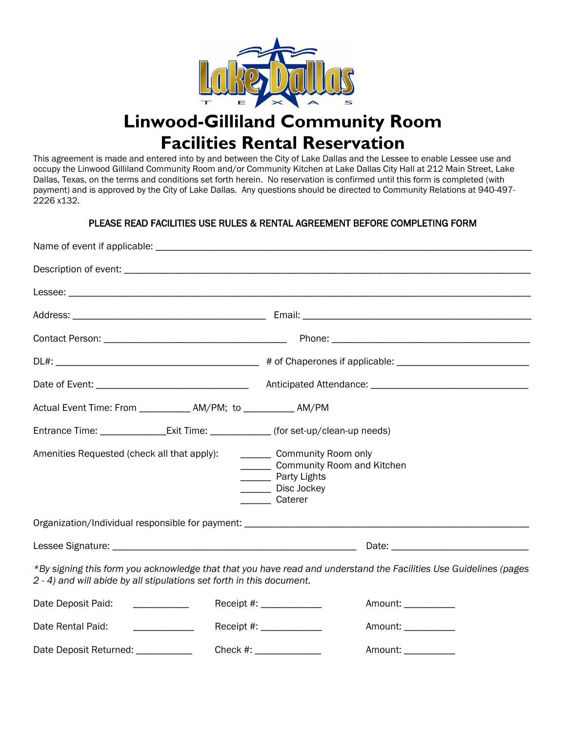# Linwood-Gilliland Community Room
# Facilities Rental Reservation

This agreement is made and entered into by and between the City of Lake Dallas and the Lessee to enable Lessee use and occupy the Linwood Gilliland Community Room and/or Community Kitchen at Lake Dallas City Hall at 212 Main Street, Lake Dallas, Texas, on the terms and conditions set forth herein. No reservation is confirmed until this form is completed (with payment) and is approved by the City of Lake Dallas. Any questions should be directed to Community Relations at 940-497-2226 x132.

**PLEASE READ FACILITIES USE RULES & RENTAL AGREEMENT BEFORE COMPLETING FORM**

Name of event if applicable: ______________________________________________

Description of event: ______________________________________________

Lessee: ______________________________________________

Address: ______________________ Email: ______________________

Contact Person: ______________________ Phone: ______________________

DL#: ______________________ # of Chaperones if applicable: ______________________

Date of Event: ______________________ Anticipated Attendance: ______________________

Actual Event Time: From __________ AM/PM; to __________ AM/PM

Entrance Time: _____________Exit Time: ____________ (for set-up/clean-up needs)

Amenities Requested (check all that apply):

- ______ Community Room only
- ______ Community Room and Kitchen
- ______ Party Lights
- ______ Disc Jockey
- ______ Caterer

Organization/Individual responsible for payment: ______________________________________________

Lessee Signature: ______________________________ Date: ______________________

*\*By signing this form you acknowledge that that you have read and understand the Facilities Use Guidelines (pages 2 - 4) and will abide by all stipulations set forth in this document.*

Date Deposit Paid: ___________ Receipt #: ____________ Amount: __________

Date Rental Paid: ____________ Receipt #: ____________ Amount: __________

Date Deposit Returned: ___________ Check #: _____________ Amount: __________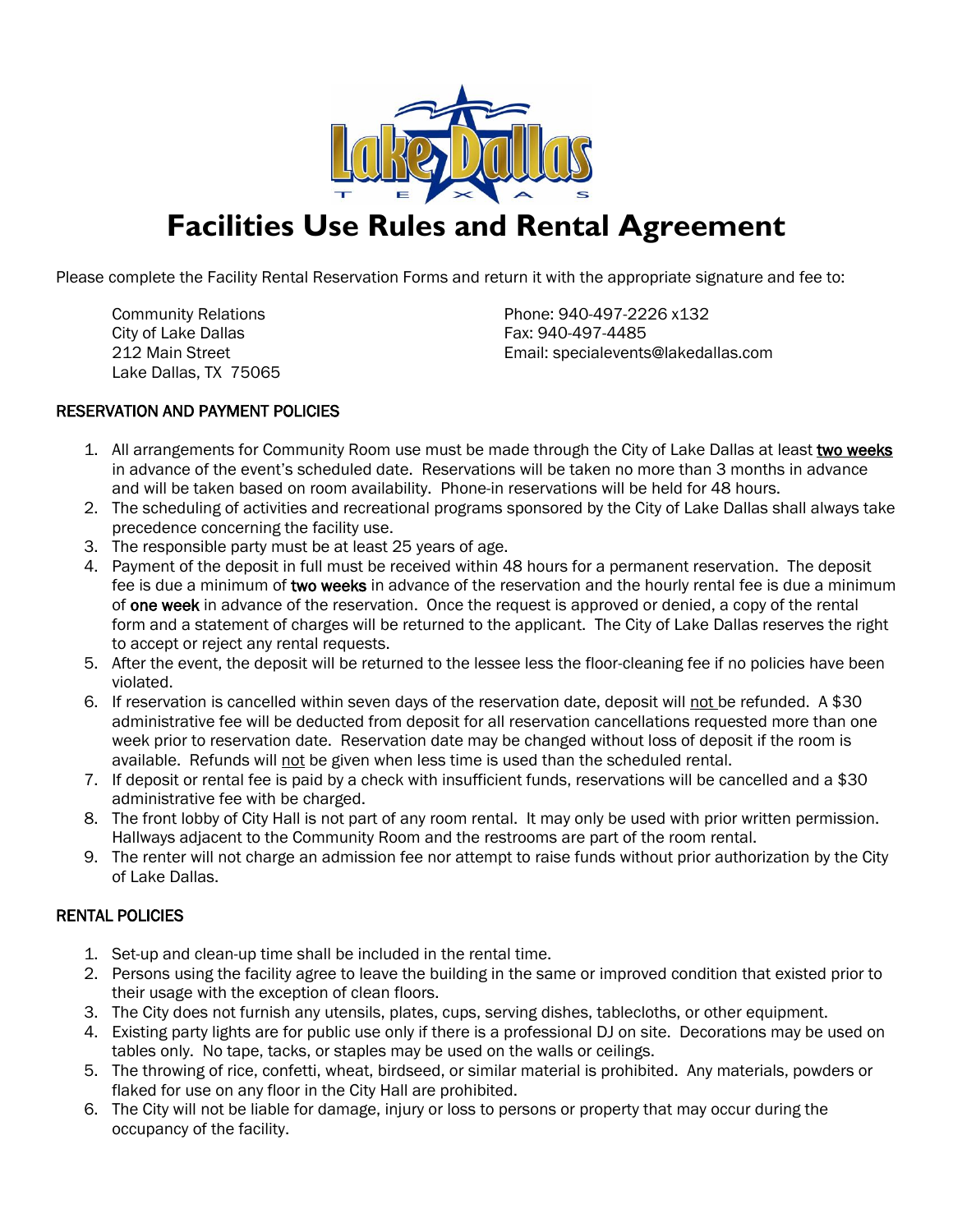# Facilities Use Rules and Rental Agreement

Please complete the Facility Rental Reservation Forms and return it with the appropriate signature and fee to:

Community Relations
City of Lake Dallas
212 Main Street
Lake Dallas, TX 75065

Phone: 940-497-2226 x132
Fax: 940-497-4485
Email: specialevents@lakedallas.com

## RESERVATION AND PAYMENT POLICIES

1. All arrangements for Community Room use must be made through the City of Lake Dallas at least **two weeks** in advance of the event's scheduled date. Reservations will be taken no more than 3 months in advance and will be taken based on room availability. Phone-in reservations will be held for 48 hours.
2. The scheduling of activities and recreational programs sponsored by the City of Lake Dallas shall always take precedence concerning the facility use.
3. The responsible party must be at least 25 years of age.
4. Payment of the deposit in full must be received within 48 hours for a permanent reservation. The deposit fee is due a minimum of **two weeks** in advance of the reservation and the hourly rental fee is due a minimum of **one week** in advance of the reservation. Once the request is approved or denied, a copy of the rental form and a statement of charges will be returned to the applicant. The City of Lake Dallas reserves the right to accept or reject any rental requests.
5. After the event, the deposit will be returned to the lessee less the floor-cleaning fee if no policies have been violated.
6. If reservation is cancelled within seven days of the reservation date, deposit will not be refunded. A $30 administrative fee will be deducted from deposit for all reservation cancellations requested more than one week prior to reservation date. Reservation date may be changed without loss of deposit if the room is available. Refunds will not be given when less time is used than the scheduled rental.
7. If deposit or rental fee is paid by a check with insufficient funds, reservations will be cancelled and a $30 administrative fee with be charged.
8. The front lobby of City Hall is not part of any room rental. It may only be used with prior written permission. Hallways adjacent to the Community Room and the restrooms are part of the room rental.
9. The renter will not charge an admission fee nor attempt to raise funds without prior authorization by the City of Lake Dallas.

## RENTAL POLICIES

1. Set-up and clean-up time shall be included in the rental time.
2. Persons using the facility agree to leave the building in the same or improved condition that existed prior to their usage with the exception of clean floors.
3. The City does not furnish any utensils, plates, cups, serving dishes, tablecloths, or other equipment.
4. Existing party lights are for public use only if there is a professional DJ on site. Decorations may be used on tables only. No tape, tacks, or staples may be used on the walls or ceilings.
5. The throwing of rice, confetti, wheat, birdseed, or similar material is prohibited. Any materials, powders or flaked for use on any floor in the City Hall are prohibited.
6. The City will not be liable for damage, injury or loss to persons or property that may occur during the occupancy of the facility.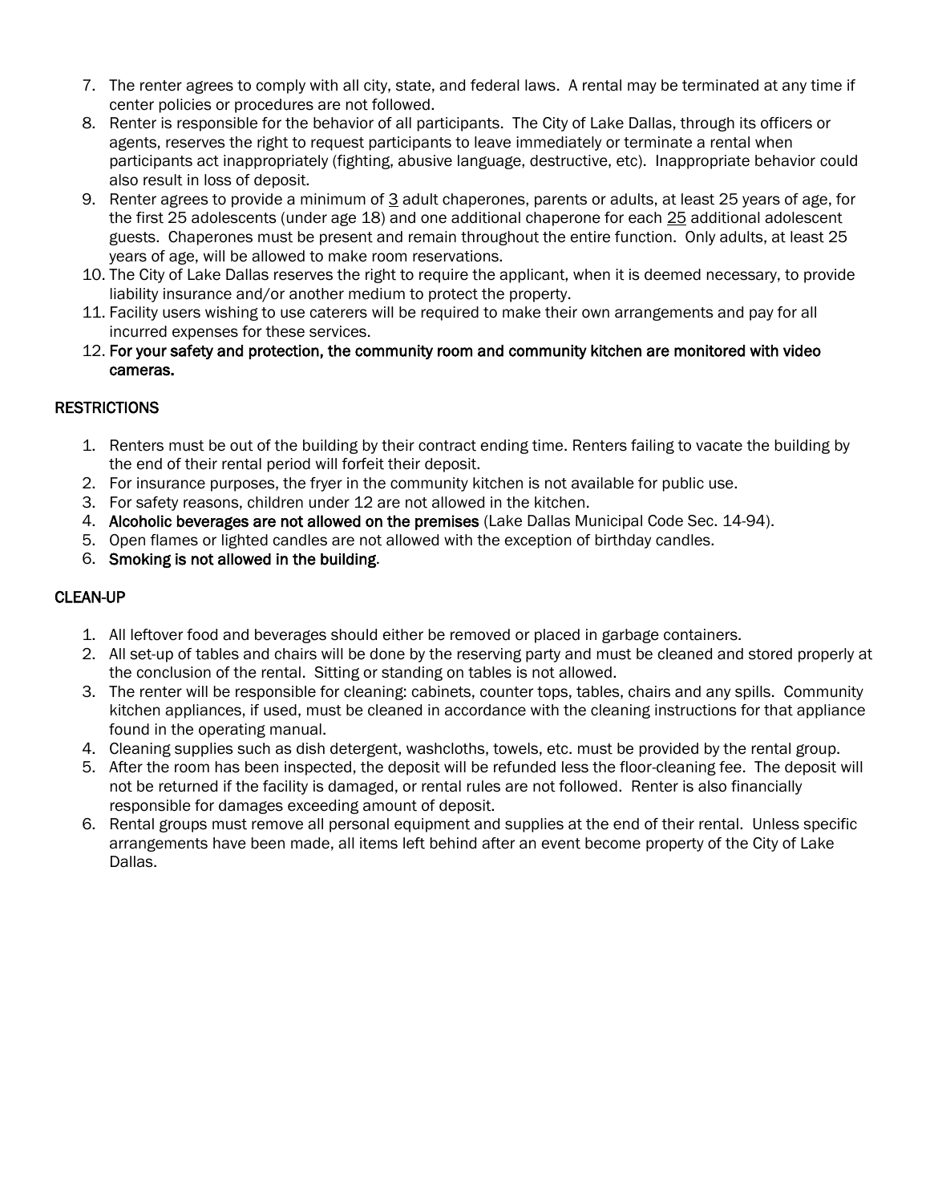7. The renter agrees to comply with all city, state, and federal laws. A rental may be terminated at any time if center policies or procedures are not followed.
8. Renter is responsible for the behavior of all participants. The City of Lake Dallas, through its officers or agents, reserves the right to request participants to leave immediately or terminate a rental when participants act inappropriately (fighting, abusive language, destructive, etc). Inappropriate behavior could also result in loss of deposit.
9. Renter agrees to provide a minimum of 3 adult chaperones, parents or adults, at least 25 years of age, for the first 25 adolescents (under age 18) and one additional chaperone for each 25 additional adolescent guests. Chaperones must be present and remain throughout the entire function. Only adults, at least 25 years of age, will be allowed to make room reservations.
10. The City of Lake Dallas reserves the right to require the applicant, when it is deemed necessary, to provide liability insurance and/or another medium to protect the property.
11. Facility users wishing to use caterers will be required to make their own arrangements and pay for all incurred expenses for these services.
12. **For your safety and protection, the community room and community kitchen are monitored with video cameras.**

## RESTRICTIONS

1. Renters must be out of the building by their contract ending time. Renters failing to vacate the building by the end of their rental period will forfeit their deposit.
2. For insurance purposes, the fryer in the community kitchen is not available for public use.
3. For safety reasons, children under 12 are not allowed in the kitchen.
4. **Alcoholic beverages are not allowed on the premises** (Lake Dallas Municipal Code Sec. 14-94).
5. Open flames or lighted candles are not allowed with the exception of birthday candles.
6. **Smoking is not allowed in the building**.

## CLEAN-UP

1. All leftover food and beverages should either be removed or placed in garbage containers.
2. All set-up of tables and chairs will be done by the reserving party and must be cleaned and stored properly at the conclusion of the rental. Sitting or standing on tables is not allowed.
3. The renter will be responsible for cleaning: cabinets, counter tops, tables, chairs and any spills. Community kitchen appliances, if used, must be cleaned in accordance with the cleaning instructions for that appliance found in the operating manual.
4. Cleaning supplies such as dish detergent, washcloths, towels, etc. must be provided by the rental group.
5. After the room has been inspected, the deposit will be refunded less the floor-cleaning fee. The deposit will not be returned if the facility is damaged, or rental rules are not followed. Renter is also financially responsible for damages exceeding amount of deposit.
6. Rental groups must remove all personal equipment and supplies at the end of their rental. Unless specific arrangements have been made, all items left behind after an event become property of the City of Lake Dallas.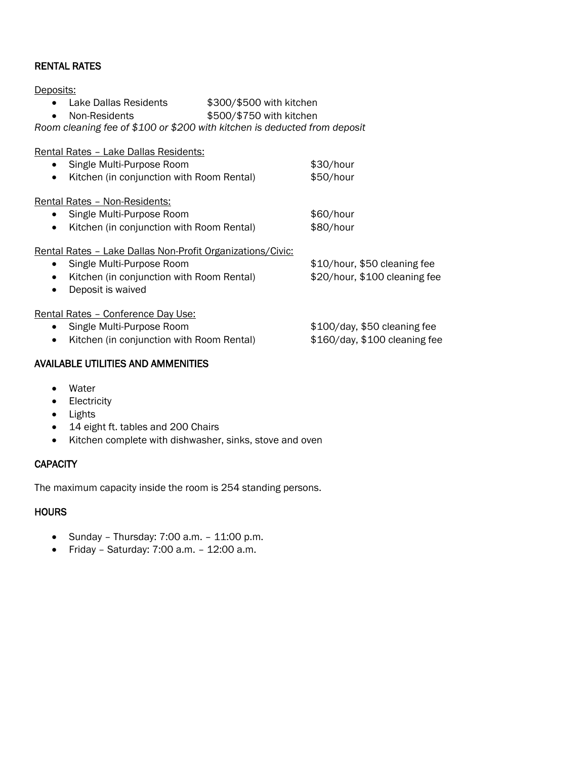## RENTAL RATES

<u>Deposits:</u>

- Lake Dallas Residents $300/$500 with kitchen
- Non-Residents $500/$750 with kitchen

*Room cleaning fee of $100 or $200 with kitchen is deducted from deposit*

<u>Rental Rates – Lake Dallas Residents:</u>

- Single Multi-Purpose Room $30/hour
- Kitchen (in conjunction with Room Rental) $50/hour

<u>Rental Rates – Non-Residents:</u>

- Single Multi-Purpose Room $60/hour
- Kitchen (in conjunction with Room Rental) $80/hour

<u>Rental Rates – Lake Dallas Non-Profit Organizations/Civic:</u>

- Single Multi-Purpose Room $10/hour, $50 cleaning fee
- Kitchen (in conjunction with Room Rental) $20/hour, $100 cleaning fee
- Deposit is waived

<u>Rental Rates – Conference Day Use:</u>

- Single Multi-Purpose Room $100/day, $50 cleaning fee
- Kitchen (in conjunction with Room Rental) $160/day, $100 cleaning fee

## AVAILABLE UTILITIES AND AMMENITIES

- Water
- Electricity
- Lights
- 14 eight ft. tables and 200 Chairs
- Kitchen complete with dishwasher, sinks, stove and oven

## CAPACITY

The maximum capacity inside the room is 254 standing persons.

## HOURS

- Sunday – Thursday: 7:00 a.m. – 11:00 p.m.
- Friday – Saturday: 7:00 a.m. – 12:00 a.m.